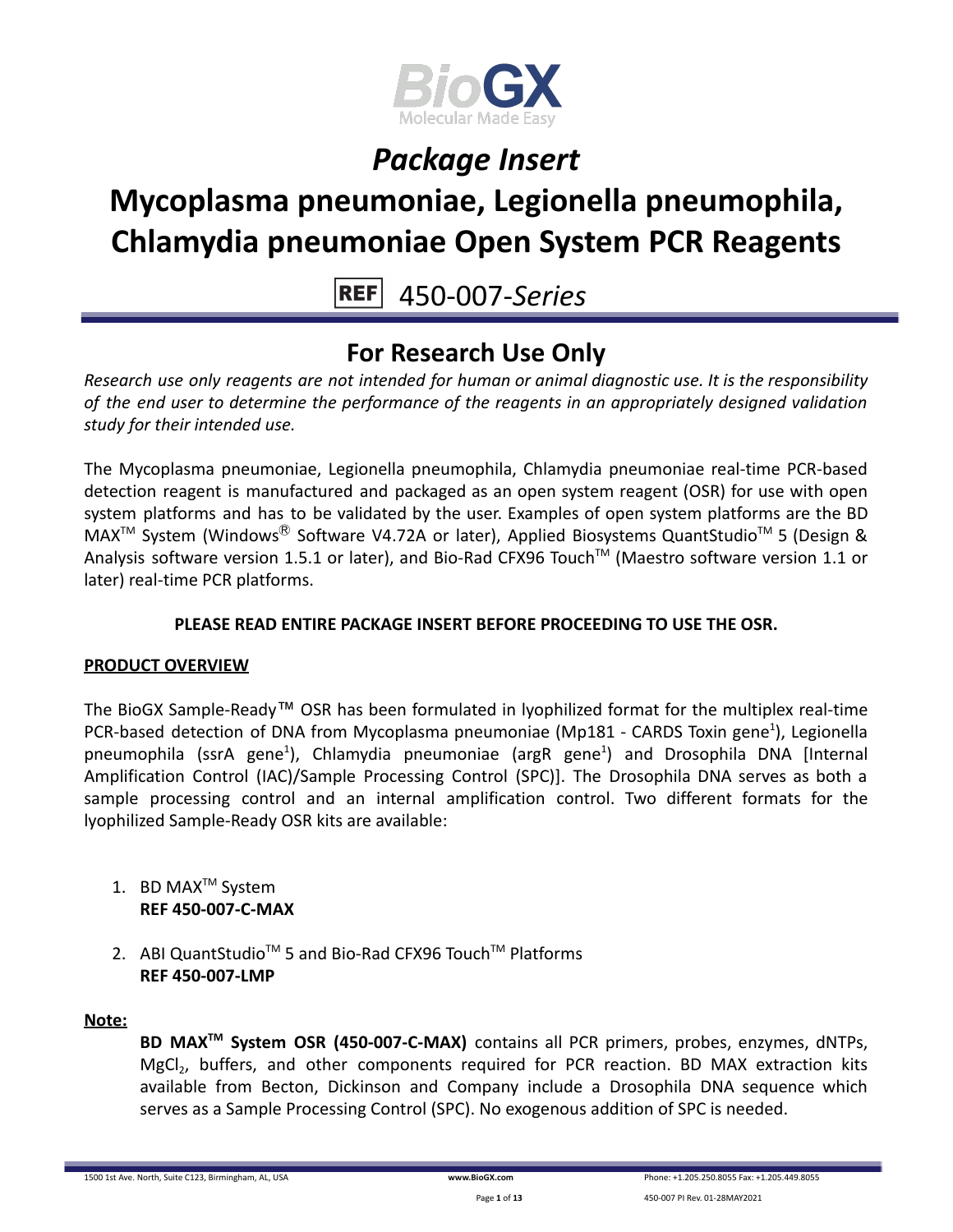# Package Insert

# Mycoplasma pneumoniae, Legionella pneumophila, Chlamydia pneumoniae Open System PCR Reagents

REF 450-007-*Series*

## For Research Use Only

*Research use only reagents are not intended for human or animal diagnostic use. It is the responsibility of the end user to determine the performance of the reagents in an appropriately designed validation study for their intended use.*

The Mycoplasma pneumoniae, Legionella pneumophila, Chlamydia pneumoniae real-time PCR-based detection reagent is manufactured and packaged as an open system reagent (OSR) for use with open system platforms and has to be validated by the user. Examples of open system platforms are the BD MAX™ System (Windows® Software V4.72A or later), Applied Biosystems QuantStudio™ 5 (Design & Analysis software version 1.5.1 or later), and Bio-Rad CFX96 Touch™ (Maestro software version 1.1 or later) real-time PCR platforms.

**PLEASE READ ENTIRE PACKAGE INSERT BEFORE PROCEEDING TO USE THE OSR.**

**PRODUCT OVERVIEW**

The BioGX Sample-Ready™ OSR has been formulated in lyophilized format for the multiplex real-time PCR-based detection of DNA from Mycoplasma pneumoniae (Mp181 - CARDS Toxin gene[1]), Legionella pneumophila (ssrA gene[1]), Chlamydia pneumoniae (argR gene[1]) and Drosophila DNA [Internal Amplification Control (IAC)/Sample Processing Control (SPC)]. The Drosophila DNA serves as both a sample processing control and an internal amplification control. Two different formats for the lyophilized Sample-Ready OSR kits are available:

1. BD MAX™ System
   **REF 450-007-C-MAX**

2. ABI QuantStudio™ 5 and Bio-Rad CFX96 Touch™ Platforms
   **REF 450-007-LMP**

**Note:**

**BD MAX™ System OSR (450-007-C-MAX)** contains all PCR primers, probes, enzymes, dNTPs, $MgCl_2$, buffers, and other components required for PCR reaction. BD MAX extraction kits available from Becton, Dickinson and Company include a Drosophila DNA sequence which serves as a Sample Processing Control (SPC). No exogenous addition of SPC is needed.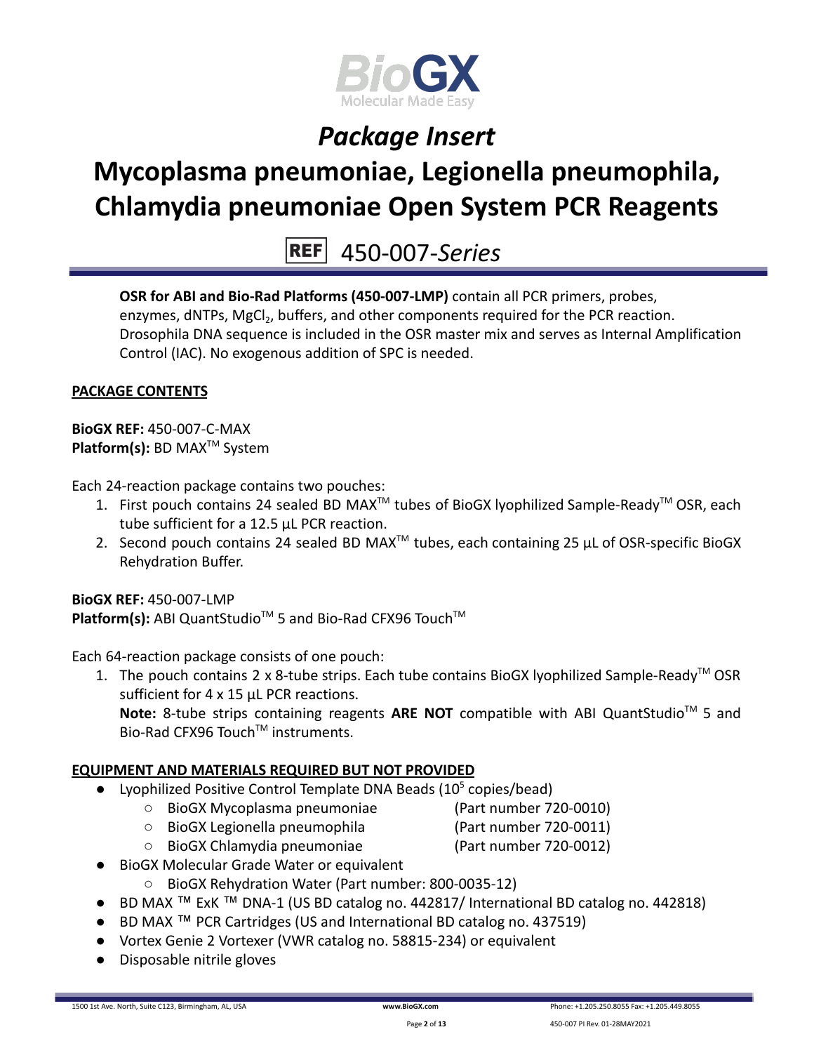# *Package Insert*

# Mycoplasma pneumoniae, Legionella pneumophila, Chlamydia pneumoniae Open System PCR Reagents

## REF 450-007-*Series*

**OSR for ABI and Bio-Rad Platforms (450-007-LMP)** contain all PCR primers, probes, enzymes, dNTPs, $MgCl_2$, buffers, and other components required for the PCR reaction. Drosophila DNA sequence is included in the OSR master mix and serves as Internal Amplification Control (IAC). No exogenous addition of SPC is needed.

**PACKAGE CONTENTS**

**BioGX REF:** 450-007-C-MAX
**Platform(s):** BD MAX™ System

Each 24-reaction package contains two pouches:

1. First pouch contains 24 sealed BD MAX™ tubes of BioGX lyophilized Sample-Ready™ OSR, each tube sufficient for a 12.5 µL PCR reaction.
2. Second pouch contains 24 sealed BD MAX™ tubes, each containing 25 µL of OSR-specific BioGX Rehydration Buffer.

**BioGX REF:** 450-007-LMP
**Platform(s):** ABI QuantStudio™ 5 and Bio-Rad CFX96 Touch™

Each 64-reaction package consists of one pouch:

1. The pouch contains 2 x 8-tube strips. Each tube contains BioGX lyophilized Sample-Ready™ OSR sufficient for 4 x 15 µL PCR reactions.
   **Note:** 8-tube strips containing reagents **ARE NOT** compatible with ABI QuantStudio™ 5 and Bio-Rad CFX96 Touch™ instruments.

**EQUIPMENT AND MATERIALS REQUIRED BUT NOT PROVIDED**

- Lyophilized Positive Control Template DNA Beads ($10^5$ copies/bead)
  - BioGX Mycoplasma pneumoniae (Part number 720-0010)
  - BioGX Legionella pneumophila (Part number 720-0011)
  - BioGX Chlamydia pneumoniae (Part number 720-0012)
- BioGX Molecular Grade Water or equivalent
  - BioGX Rehydration Water (Part number: 800-0035-12)
- BD MAX ™ ExK ™ DNA-1 (US BD catalog no. 442817/ International BD catalog no. 442818)
- BD MAX ™ PCR Cartridges (US and International BD catalog no. 437519)
- Vortex Genie 2 Vortexer (VWR catalog no. 58815-234) or equivalent
- Disposable nitrile gloves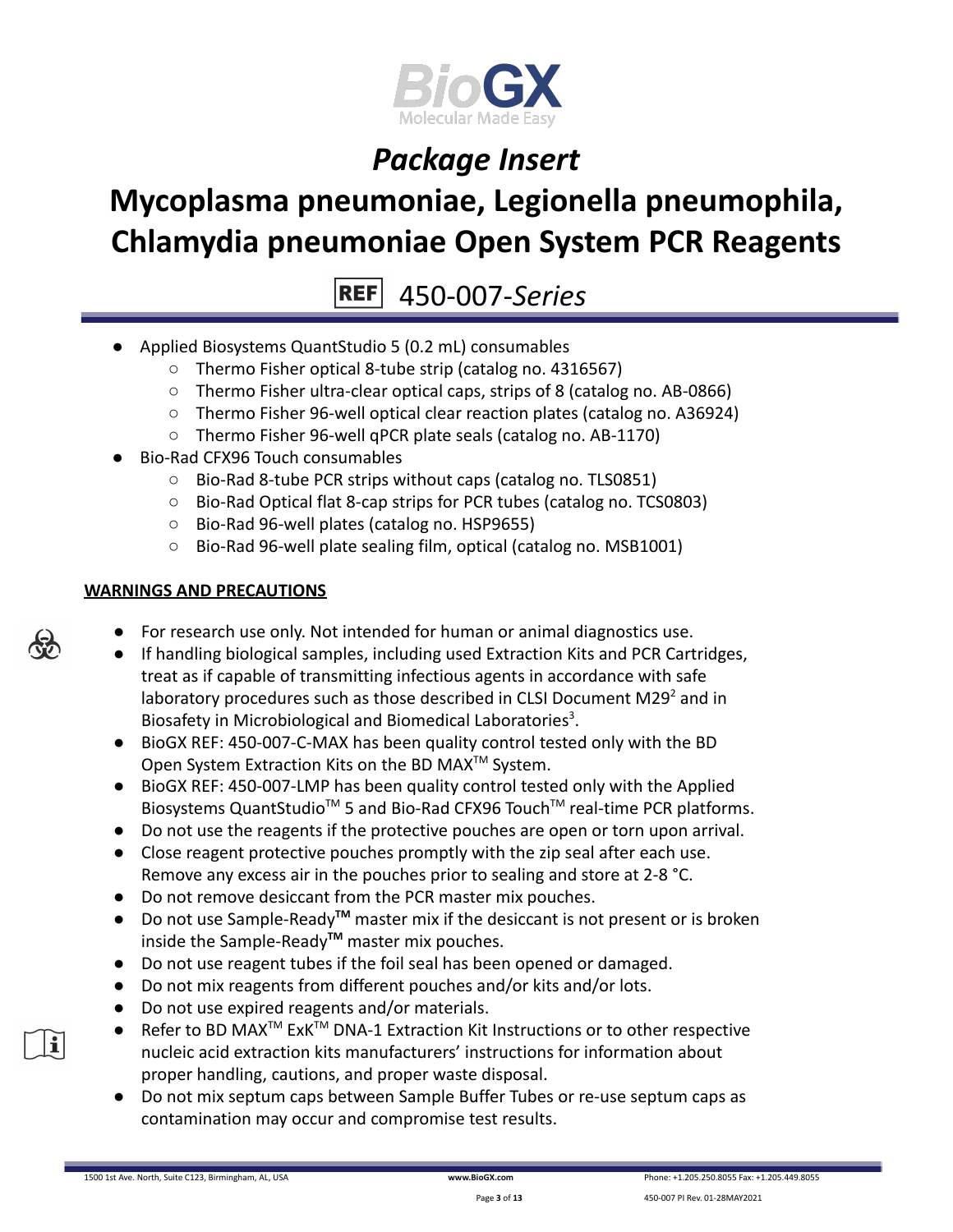- Applied Biosystems QuantStudio 5 (0.2 mL) consumables
  - Thermo Fisher optical 8-tube strip (catalog no. 4316567)
  - Thermo Fisher ultra-clear optical caps, strips of 8 (catalog no. AB-0866)
  - Thermo Fisher 96-well optical clear reaction plates (catalog no. A36924)
  - Thermo Fisher 96-well qPCR plate seals (catalog no. AB-1170)
- Bio-Rad CFX96 Touch consumables
  - Bio-Rad 8-tube PCR strips without caps (catalog no. TLS0851)
  - Bio-Rad Optical flat 8-cap strips for PCR tubes (catalog no. TCS0803)
  - Bio-Rad 96-well plates (catalog no. HSP9655)
  - Bio-Rad 96-well plate sealing film, optical (catalog no. MSB1001)

## WARNINGS AND PRECAUTIONS

- For research use only. Not intended for human or animal diagnostics use.
- If handling biological samples, including used Extraction Kits and PCR Cartridges, treat as if capable of transmitting infectious agents in accordance with safe laboratory procedures such as those described in CLSI Document M29[2] and in Biosafety in Microbiological and Biomedical Laboratories[3].
- BioGX REF: 450-007-C-MAX has been quality control tested only with the BD Open System Extraction Kits on the BD MAX™ System.
- BioGX REF: 450-007-LMP has been quality control tested only with the Applied Biosystems QuantStudio™ 5 and Bio-Rad CFX96 Touch™ real-time PCR platforms.
- Do not use the reagents if the protective pouches are open or torn upon arrival.
- Close reagent protective pouches promptly with the zip seal after each use. Remove any excess air in the pouches prior to sealing and store at 2-8 °C.
- Do not remove desiccant from the PCR master mix pouches.
- Do not use Sample-Ready™ master mix if the desiccant is not present or is broken inside the Sample-Ready™ master mix pouches.
- Do not use reagent tubes if the foil seal has been opened or damaged.
- Do not mix reagents from different pouches and/or kits and/or lots.
- Do not use expired reagents and/or materials.
- Refer to BD MAX™ ExK™ DNA-1 Extraction Kit Instructions or to other respective nucleic acid extraction kits manufacturers' instructions for information about proper handling, cautions, and proper waste disposal.
- Do not mix septum caps between Sample Buffer Tubes or re-use septum caps as contamination may occur and compromise test results.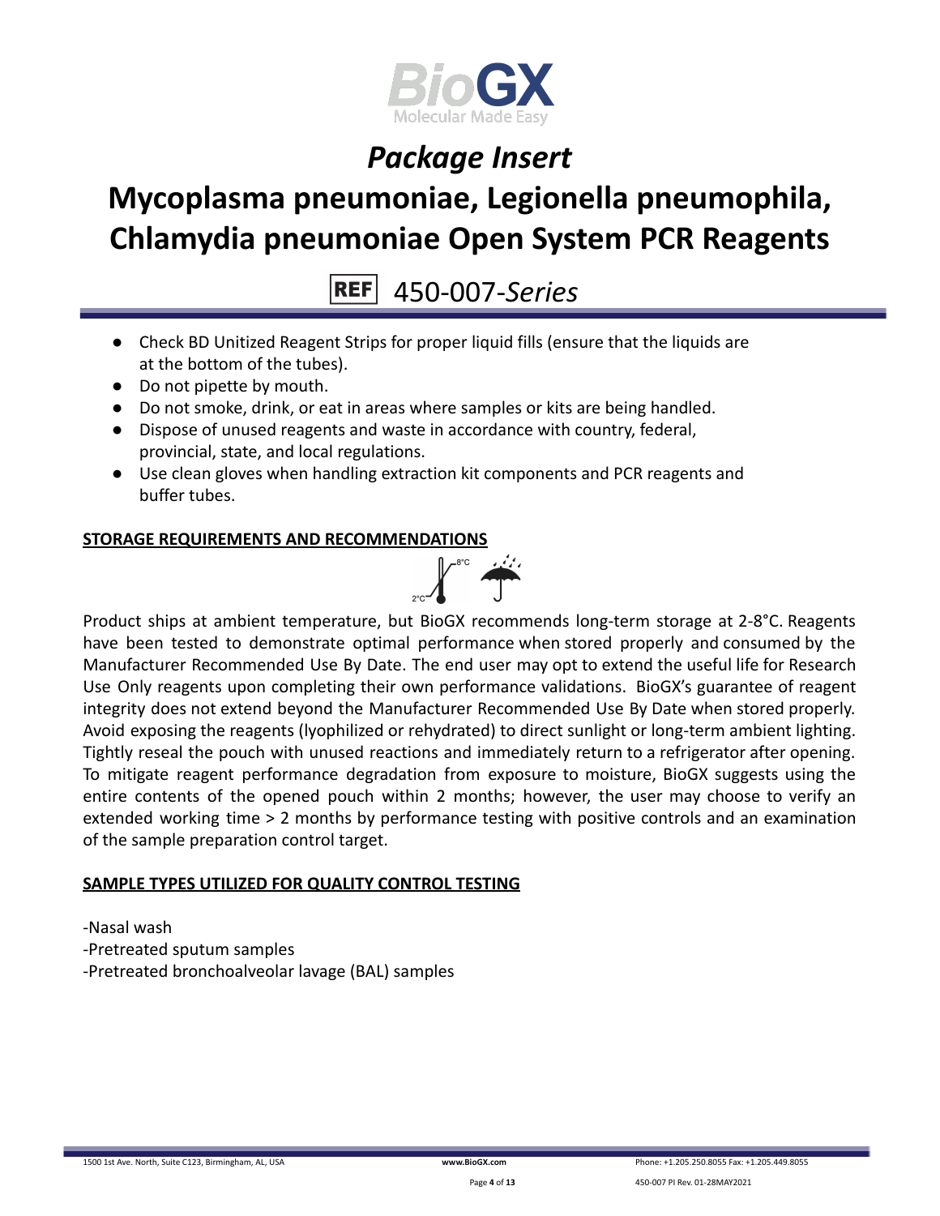- Check BD Unitized Reagent Strips for proper liquid fills (ensure that the liquids are at the bottom of the tubes).
- Do not pipette by mouth.
- Do not smoke, drink, or eat in areas where samples or kits are being handled.
- Dispose of unused reagents and waste in accordance with country, federal, provincial, state, and local regulations.
- Use clean gloves when handling extraction kit components and PCR reagents and buffer tubes.

**STORAGE REQUIREMENTS AND RECOMMENDATIONS**

Product ships at ambient temperature, but BioGX recommends long-term storage at 2-8°C. Reagents have been tested to demonstrate optimal performance when stored properly and consumed by the Manufacturer Recommended Use By Date. The end user may opt to extend the useful life for Research Use Only reagents upon completing their own performance validations. BioGX's guarantee of reagent integrity does not extend beyond the Manufacturer Recommended Use By Date when stored properly. Avoid exposing the reagents (lyophilized or rehydrated) to direct sunlight or long-term ambient lighting. Tightly reseal the pouch with unused reactions and immediately return to a refrigerator after opening. To mitigate reagent performance degradation from exposure to moisture, BioGX suggests using the entire contents of the opened pouch within 2 months; however, the user may choose to verify an extended working time > 2 months by performance testing with positive controls and an examination of the sample preparation control target.

**SAMPLE TYPES UTILIZED FOR QUALITY CONTROL TESTING**

-Nasal wash
-Pretreated sputum samples
-Pretreated bronchoalveolar lavage (BAL) samples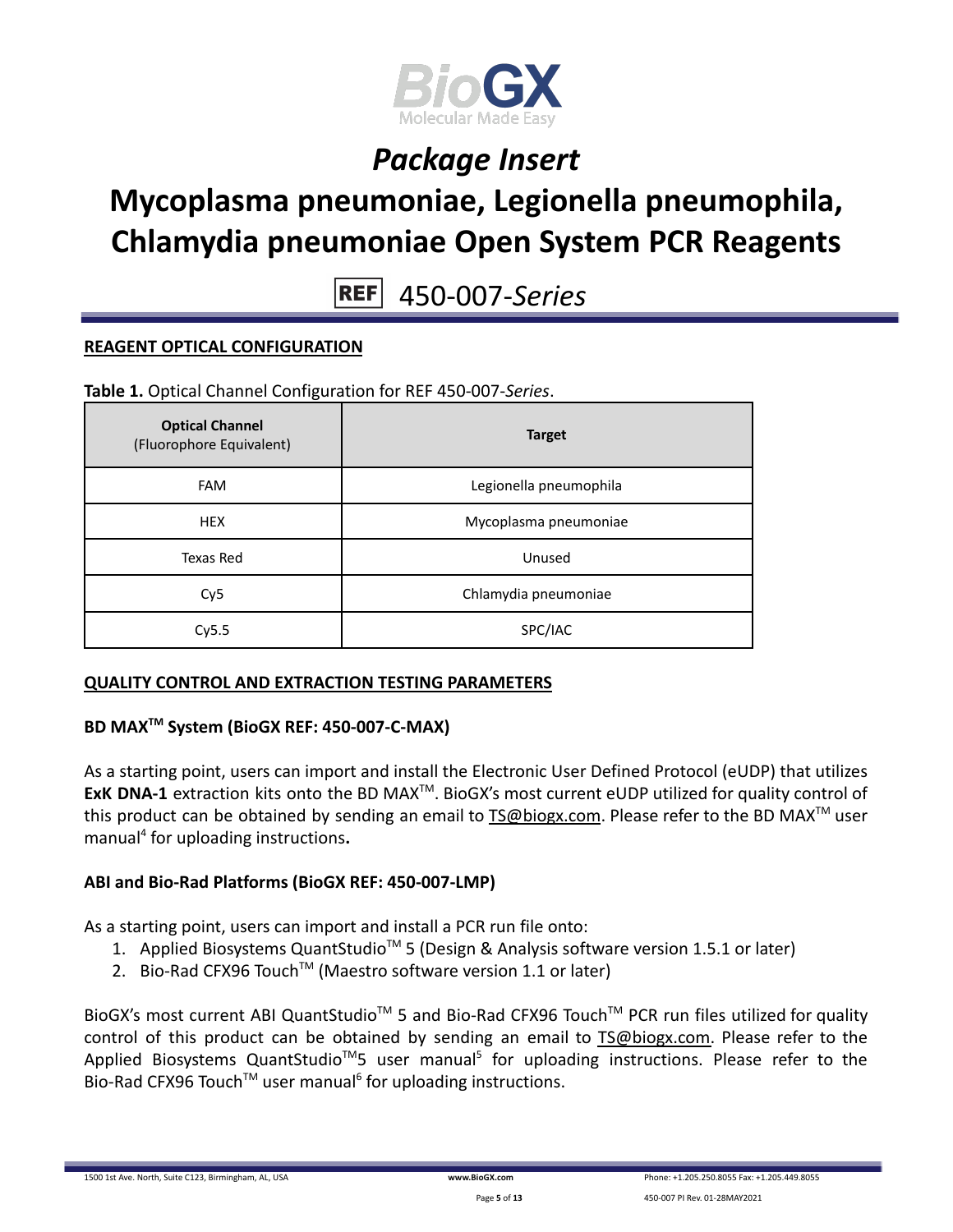# Package Insert

# Mycoplasma pneumoniae, Legionella pneumophila, Chlamydia pneumoniae Open System PCR Reagents

REF 450-007-*Series*

## REAGENT OPTICAL CONFIGURATION

**Table 1.** Optical Channel Configuration for REF 450-007-*Series*.

| **Optical Channel** (Fluorophore Equivalent) | **Target** |
|---|---|
| FAM | Legionella pneumophila |
| HEX | Mycoplasma pneumoniae |
| Texas Red | Unused |
| Cy5 | Chlamydia pneumoniae |
| Cy5.5 | SPC/IAC |

## QUALITY CONTROL AND EXTRACTION TESTING PARAMETERS

### BD MAX™ System (BioGX REF: 450-007-C-MAX)

As a starting point, users can import and install the Electronic User Defined Protocol (eUDP) that utilizes **ExK DNA-1** extraction kits onto the BD MAX™. BioGX's most current eUDP utilized for quality control of this product can be obtained by sending an email to TS@biogx.com. Please refer to the BD MAX™ user manual[4] for uploading instructions**.**

### ABI and Bio-Rad Platforms (BioGX REF: 450-007-LMP)

As a starting point, users can import and install a PCR run file onto:

1. Applied Biosystems QuantStudio™ 5 (Design & Analysis software version 1.5.1 or later)
2. Bio-Rad CFX96 Touch™ (Maestro software version 1.1 or later)

BioGX's most current ABI QuantStudio™ 5 and Bio-Rad CFX96 Touch™ PCR run files utilized for quality control of this product can be obtained by sending an email to TS@biogx.com. Please refer to the Applied Biosystems QuantStudio™5 user manual[5] for uploading instructions. Please refer to the Bio-Rad CFX96 Touch™ user manual[6] for uploading instructions.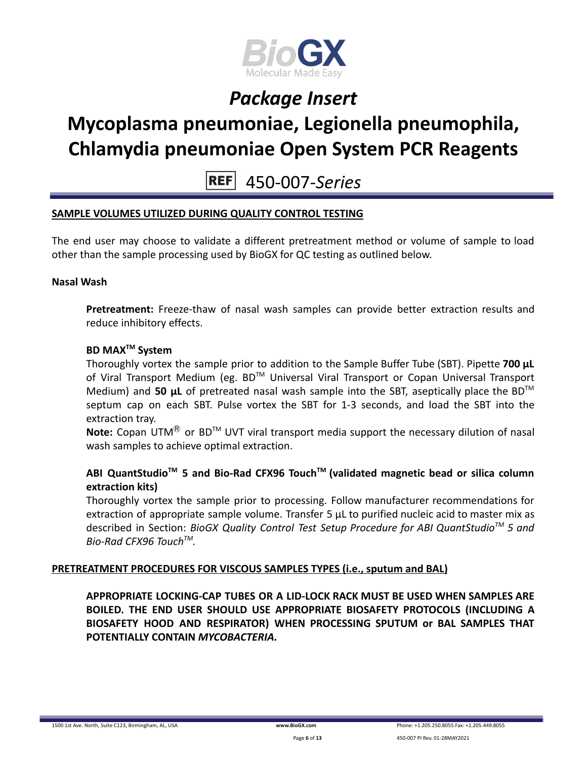## SAMPLE VOLUMES UTILIZED DURING QUALITY CONTROL TESTING

The end user may choose to validate a different pretreatment method or volume of sample to load other than the sample processing used by BioGX for QC testing as outlined below.

### Nasal Wash

**Pretreatment:** Freeze-thaw of nasal wash samples can provide better extraction results and reduce inhibitory effects.

**BD MAX™ System**

Thoroughly vortex the sample prior to addition to the Sample Buffer Tube (SBT). Pipette **700 µL** of Viral Transport Medium (eg. BD™ Universal Viral Transport or Copan Universal Transport Medium) and **50 µL** of pretreated nasal wash sample into the SBT, aseptically place the BD™ septum cap on each SBT. Pulse vortex the SBT for 1-3 seconds, and load the SBT into the extraction tray.

**Note:** Copan UTM® or BD™ UVT viral transport media support the necessary dilution of nasal wash samples to achieve optimal extraction.

**ABI QuantStudio™ 5 and Bio-Rad CFX96 Touch™ (validated magnetic bead or silica column extraction kits)**

Thoroughly vortex the sample prior to processing. Follow manufacturer recommendations for extraction of appropriate sample volume. Transfer 5 µL to purified nucleic acid to master mix as described in Section: *BioGX Quality Control Test Setup Procedure for ABI QuantStudio™ 5 and Bio-Rad CFX96 Touch™.*

## PRETREATMENT PROCEDURES FOR VISCOUS SAMPLES TYPES (i.e., sputum and BAL)

**APPROPRIATE LOCKING-CAP TUBES OR A LID-LOCK RACK MUST BE USED WHEN SAMPLES ARE BOILED. THE END USER SHOULD USE APPROPRIATE BIOSAFETY PROTOCOLS (INCLUDING A BIOSAFETY HOOD AND RESPIRATOR) WHEN PROCESSING SPUTUM or BAL SAMPLES THAT POTENTIALLY CONTAIN *MYCOBACTERIA.***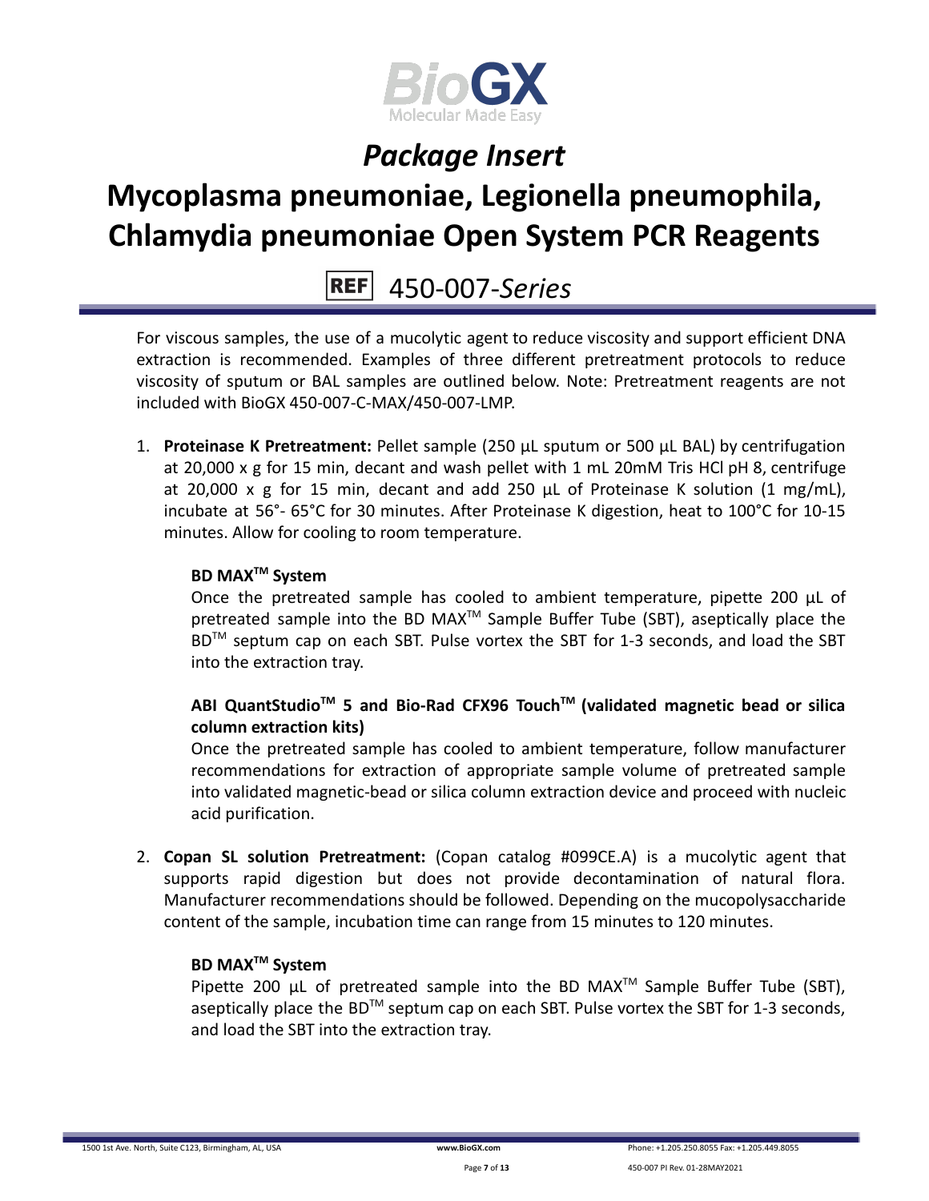For viscous samples, the use of a mucolytic agent to reduce viscosity and support efficient DNA extraction is recommended. Examples of three different pretreatment protocols to reduce viscosity of sputum or BAL samples are outlined below. Note: Pretreatment reagents are not included with BioGX 450-007-C-MAX/450-007-LMP.

1. **Proteinase K Pretreatment:** Pellet sample (250 µL sputum or 500 µL BAL) by centrifugation at 20,000 x g for 15 min, decant and wash pellet with 1 mL 20mM Tris HCl pH 8, centrifuge at 20,000 x g for 15 min, decant and add 250 µL of Proteinase K solution (1 mg/mL), incubate at 56°- 65°C for 30 minutes. After Proteinase K digestion, heat to 100°C for 10-15 minutes. Allow for cooling to room temperature.

   **BD MAX™ System**
   Once the pretreated sample has cooled to ambient temperature, pipette 200 µL of pretreated sample into the BD MAX™ Sample Buffer Tube (SBT), aseptically place the BD™ septum cap on each SBT. Pulse vortex the SBT for 1-3 seconds, and load the SBT into the extraction tray.

   **ABI QuantStudio™ 5 and Bio-Rad CFX96 Touch™ (validated magnetic bead or silica column extraction kits)**
   Once the pretreated sample has cooled to ambient temperature, follow manufacturer recommendations for extraction of appropriate sample volume of pretreated sample into validated magnetic-bead or silica column extraction device and proceed with nucleic acid purification.

2. **Copan SL solution Pretreatment:** (Copan catalog #099CE.A) is a mucolytic agent that supports rapid digestion but does not provide decontamination of natural flora. Manufacturer recommendations should be followed. Depending on the mucopolysaccharide content of the sample, incubation time can range from 15 minutes to 120 minutes.

   **BD MAX™ System**
   Pipette 200 µL of pretreated sample into the BD MAX™ Sample Buffer Tube (SBT), aseptically place the BD™ septum cap on each SBT. Pulse vortex the SBT for 1-3 seconds, and load the SBT into the extraction tray.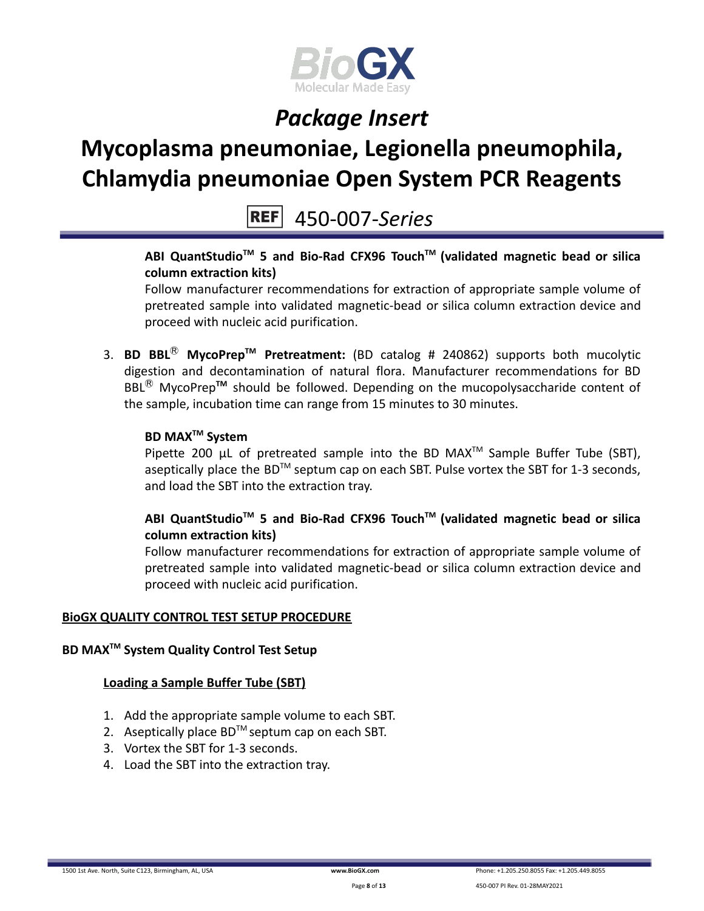**ABI QuantStudio™ 5 and Bio-Rad CFX96 Touch™ (validated magnetic bead or silica column extraction kits)**

Follow manufacturer recommendations for extraction of appropriate sample volume of pretreated sample into validated magnetic-bead or silica column extraction device and proceed with nucleic acid purification.

3. **BD BBL® MycoPrep™ Pretreatment:** (BD catalog # 240862) supports both mucolytic digestion and decontamination of natural flora. Manufacturer recommendations for BD BBL® MycoPrep™ should be followed. Depending on the mucopolysaccharide content of the sample, incubation time can range from 15 minutes to 30 minutes.

   **BD MAX™ System**

   Pipette 200 µL of pretreated sample into the BD MAX™ Sample Buffer Tube (SBT), aseptically place the BD™ septum cap on each SBT. Pulse vortex the SBT for 1-3 seconds, and load the SBT into the extraction tray.

   **ABI QuantStudio™ 5 and Bio-Rad CFX96 Touch™ (validated magnetic bead or silica column extraction kits)**

   Follow manufacturer recommendations for extraction of appropriate sample volume of pretreated sample into validated magnetic-bead or silica column extraction device and proceed with nucleic acid purification.

## BioGX QUALITY CONTROL TEST SETUP PROCEDURE

### BD MAX™ System Quality Control Test Setup

#### Loading a Sample Buffer Tube (SBT)

1. Add the appropriate sample volume to each SBT.
2. Aseptically place BD™ septum cap on each SBT.
3. Vortex the SBT for 1-3 seconds.
4. Load the SBT into the extraction tray.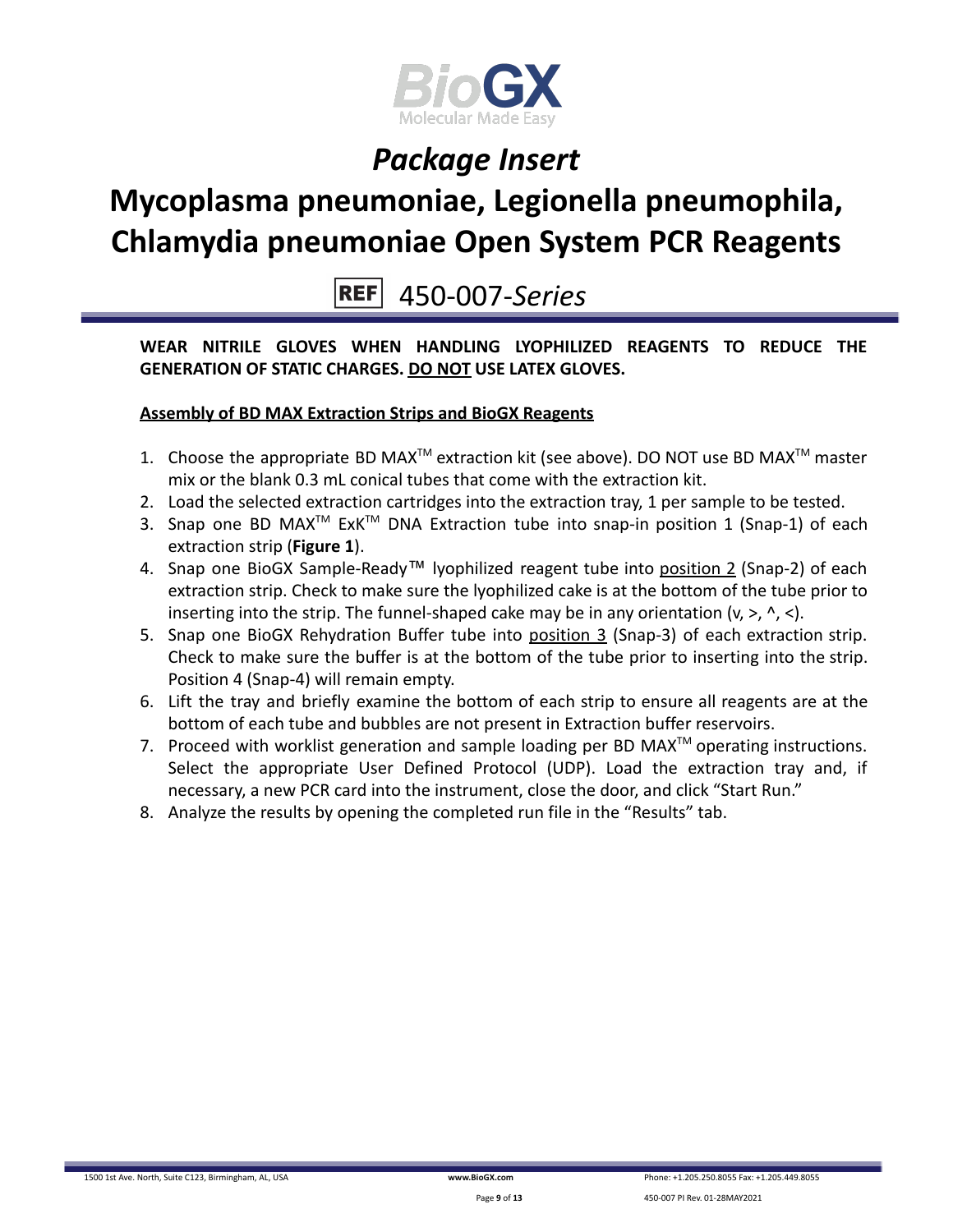# *Package Insert*

# Mycoplasma pneumoniae, Legionella pneumophila, Chlamydia pneumoniae Open System PCR Reagents

## REF 450-007-*Series*

**WEAR NITRILE GLOVES WHEN HANDLING LYOPHILIZED REAGENTS TO REDUCE THE GENERATION OF STATIC CHARGES. DO NOT USE LATEX GLOVES.**

**Assembly of BD MAX Extraction Strips and BioGX Reagents**

1. Choose the appropriate BD MAX™ extraction kit (see above). DO NOT use BD MAX™ master mix or the blank 0.3 mL conical tubes that come with the extraction kit.
2. Load the selected extraction cartridges into the extraction tray, 1 per sample to be tested.
3. Snap one BD MAX™ ExK™ DNA Extraction tube into snap-in position 1 (Snap-1) of each extraction strip (**Figure 1**).
4. Snap one BioGX Sample-Ready™ lyophilized reagent tube into position 2 (Snap-2) of each extraction strip. Check to make sure the lyophilized cake is at the bottom of the tube prior to inserting into the strip. The funnel-shaped cake may be in any orientation (v, >, ^, <).
5. Snap one BioGX Rehydration Buffer tube into position 3 (Snap-3) of each extraction strip. Check to make sure the buffer is at the bottom of the tube prior to inserting into the strip. Position 4 (Snap-4) will remain empty.
6. Lift the tray and briefly examine the bottom of each strip to ensure all reagents are at the bottom of each tube and bubbles are not present in Extraction buffer reservoirs.
7. Proceed with worklist generation and sample loading per BD MAX™ operating instructions. Select the appropriate User Defined Protocol (UDP). Load the extraction tray and, if necessary, a new PCR card into the instrument, close the door, and click "Start Run."
8. Analyze the results by opening the completed run file in the "Results" tab.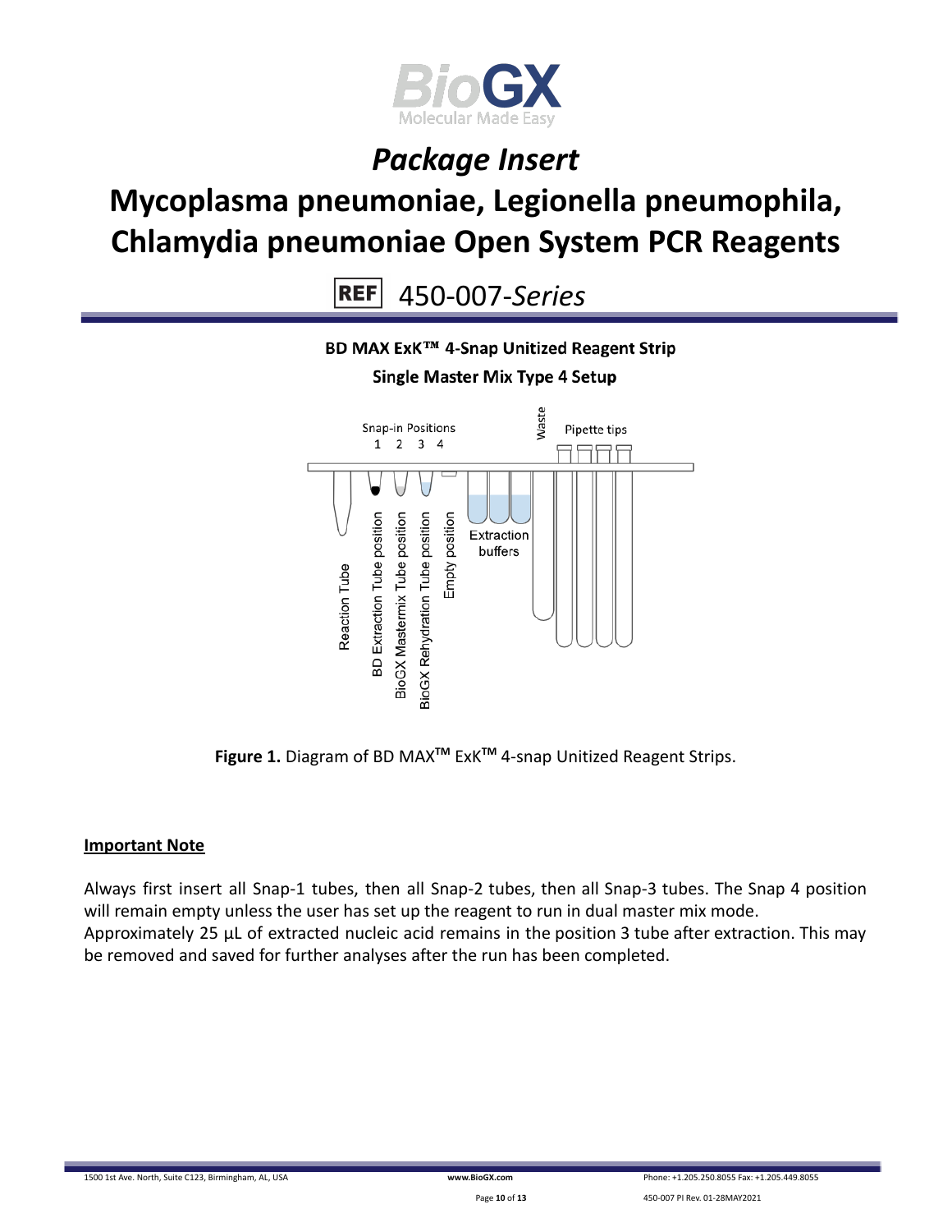# *Package Insert*

# Mycoplasma pneumoniae, Legionella pneumophila, Chlamydia pneumoniae Open System PCR Reagents

**REF** 450-007-*Series*

**BD MAX ExK™ 4-Snap Unitized Reagent Strip**

**Single Master Mix Type 4 Setup**

Snap-in Positions 1 2 3 4

Waste

Pipette tips

Reaction Tube

BD Extraction Tube position

BioGX Mastermix Tube position

BioGX Rehydration Tube position

Empty position

Extraction buffers

**Figure 1.** Diagram of BD MAX™ ExK™ 4-snap Unitized Reagent Strips.

**Important Note**

Always first insert all Snap-1 tubes, then all Snap-2 tubes, then all Snap-3 tubes. The Snap 4 position will remain empty unless the user has set up the reagent to run in dual master mix mode.
Approximately 25 µL of extracted nucleic acid remains in the position 3 tube after extraction. This may be removed and saved for further analyses after the run has been completed.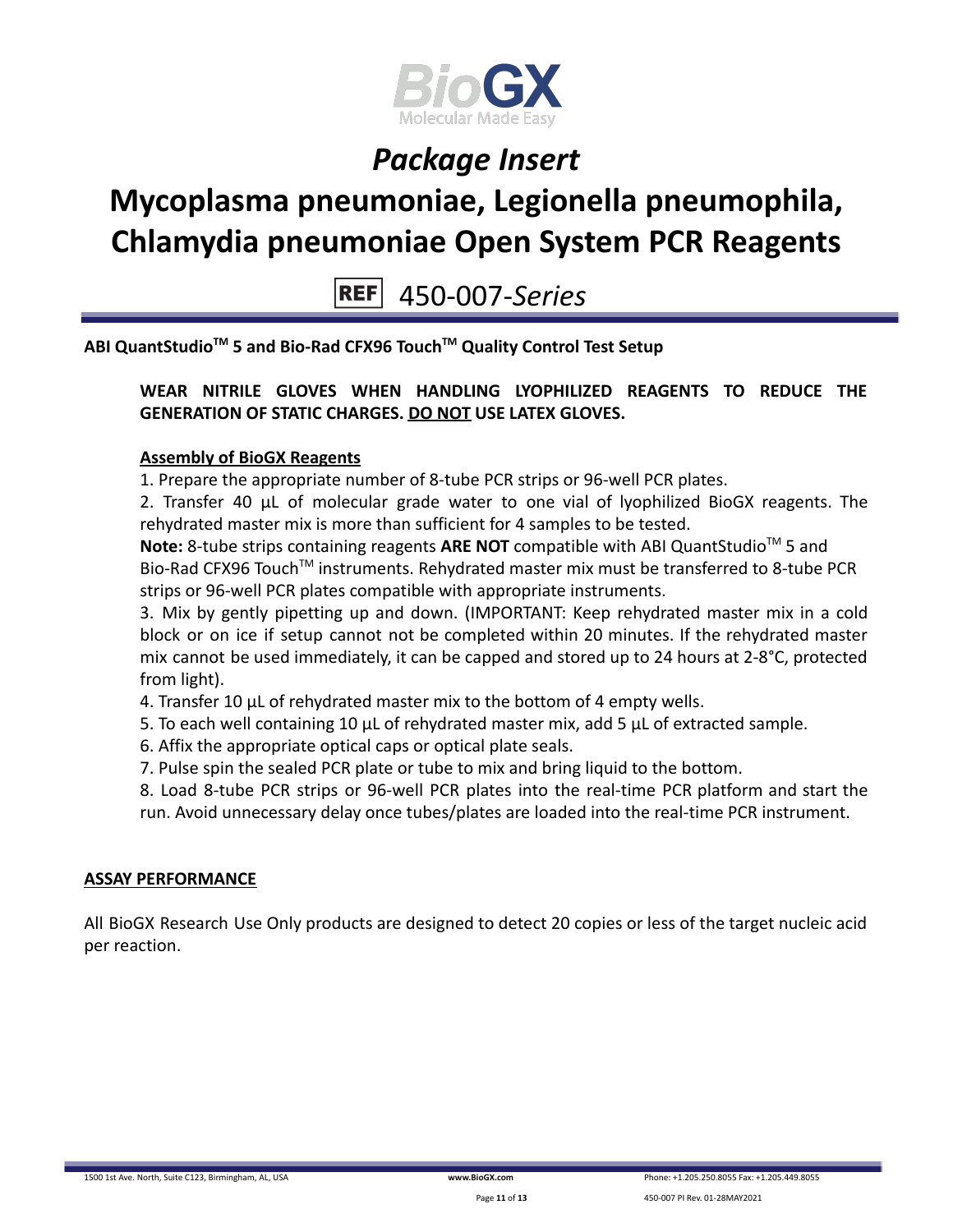**ABI QuantStudio™ 5 and Bio-Rad CFX96 Touch™ Quality Control Test Setup**

**WEAR NITRILE GLOVES WHEN HANDLING LYOPHILIZED REAGENTS TO REDUCE THE GENERATION OF STATIC CHARGES. DO NOT USE LATEX GLOVES.**

**Assembly of BioGX Reagents**

1. Prepare the appropriate number of 8-tube PCR strips or 96-well PCR plates.
2. Transfer 40 µL of molecular grade water to one vial of lyophilized BioGX reagents. The rehydrated master mix is more than sufficient for 4 samples to be tested.

**Note:** 8-tube strips containing reagents **ARE NOT** compatible with ABI QuantStudio™ 5 and Bio-Rad CFX96 Touch™ instruments. Rehydrated master mix must be transferred to 8-tube PCR strips or 96-well PCR plates compatible with appropriate instruments.

3. Mix by gently pipetting up and down. (IMPORTANT: Keep rehydrated master mix in a cold block or on ice if setup cannot not be completed within 20 minutes. If the rehydrated master mix cannot be used immediately, it can be capped and stored up to 24 hours at 2-8°C, protected from light).
4. Transfer 10 µL of rehydrated master mix to the bottom of 4 empty wells.
5. To each well containing 10 µL of rehydrated master mix, add 5 µL of extracted sample.
6. Affix the appropriate optical caps or optical plate seals.
7. Pulse spin the sealed PCR plate or tube to mix and bring liquid to the bottom.
8. Load 8-tube PCR strips or 96-well PCR plates into the real-time PCR platform and start the run. Avoid unnecessary delay once tubes/plates are loaded into the real-time PCR instrument.

**ASSAY PERFORMANCE**

All BioGX Research Use Only products are designed to detect 20 copies or less of the target nucleic acid per reaction.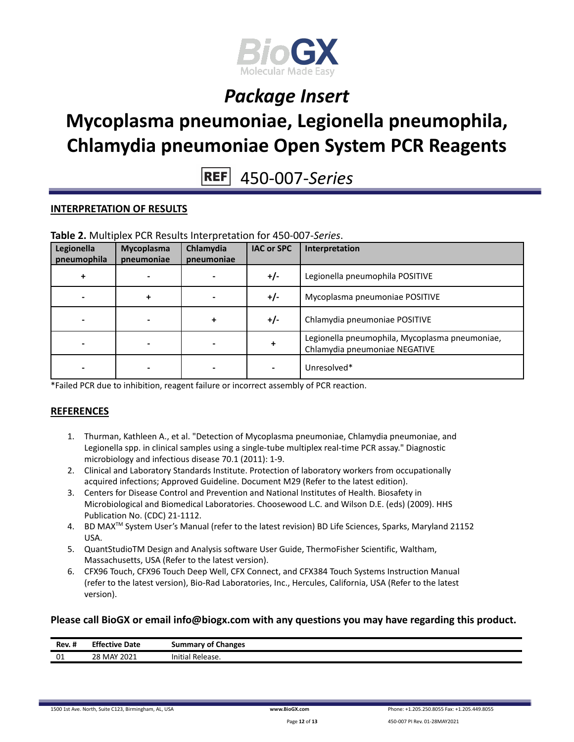## INTERPRETATION OF RESULTS

**Table 2.** Multiplex PCR Results Interpretation for 450-007-*Series*.

| Legionella pneumophila | Mycoplasma pneumoniae | Chlamydia pneumoniae | IAC or SPC | Interpretation |
|---|---|---|---|---|
| + | - | - | +/- | Legionella pneumophila POSITIVE |
| - | + | - | +/- | Mycoplasma pneumoniae POSITIVE |
| - | - | + | +/- | Chlamydia pneumoniae POSITIVE |
| - | - | - | + | Legionella pneumophila, Mycoplasma pneumoniae, Chlamydia pneumoniae NEGATIVE |
| - | - | - | - | Unresolved* |

*Failed PCR due to inhibition, reagent failure or incorrect assembly of PCR reaction.

## REFERENCES

1. Thurman, Kathleen A., et al. "Detection of Mycoplasma pneumoniae, Chlamydia pneumoniae, and Legionella spp. in clinical samples using a single-tube multiplex real-time PCR assay." Diagnostic microbiology and infectious disease 70.1 (2011): 1-9.
2. Clinical and Laboratory Standards Institute. Protection of laboratory workers from occupationally acquired infections; Approved Guideline. Document M29 (Refer to the latest edition).
3. Centers for Disease Control and Prevention and National Institutes of Health. Biosafety in Microbiological and Biomedical Laboratories. Choosewood L.C. and Wilson D.E. (eds) (2009). HHS Publication No. (CDC) 21-1112.
4. BD MAX™ System User's Manual (refer to the latest revision) BD Life Sciences, Sparks, Maryland 21152 USA.
5. QuantStudioTM Design and Analysis software User Guide, ThermoFisher Scientific, Waltham, Massachusetts, USA (Refer to the latest version).
6. CFX96 Touch, CFX96 Touch Deep Well, CFX Connect, and CFX384 Touch Systems Instruction Manual (refer to the latest version), Bio-Rad Laboratories, Inc., Hercules, California, USA (Refer to the latest version).

**Please call BioGX or email info@biogx.com with any questions you may have regarding this product.**

| Rev. # | Effective Date | Summary of Changes |
|---|---|---|
| 01 | 28 MAY 2021 | Initial Release. |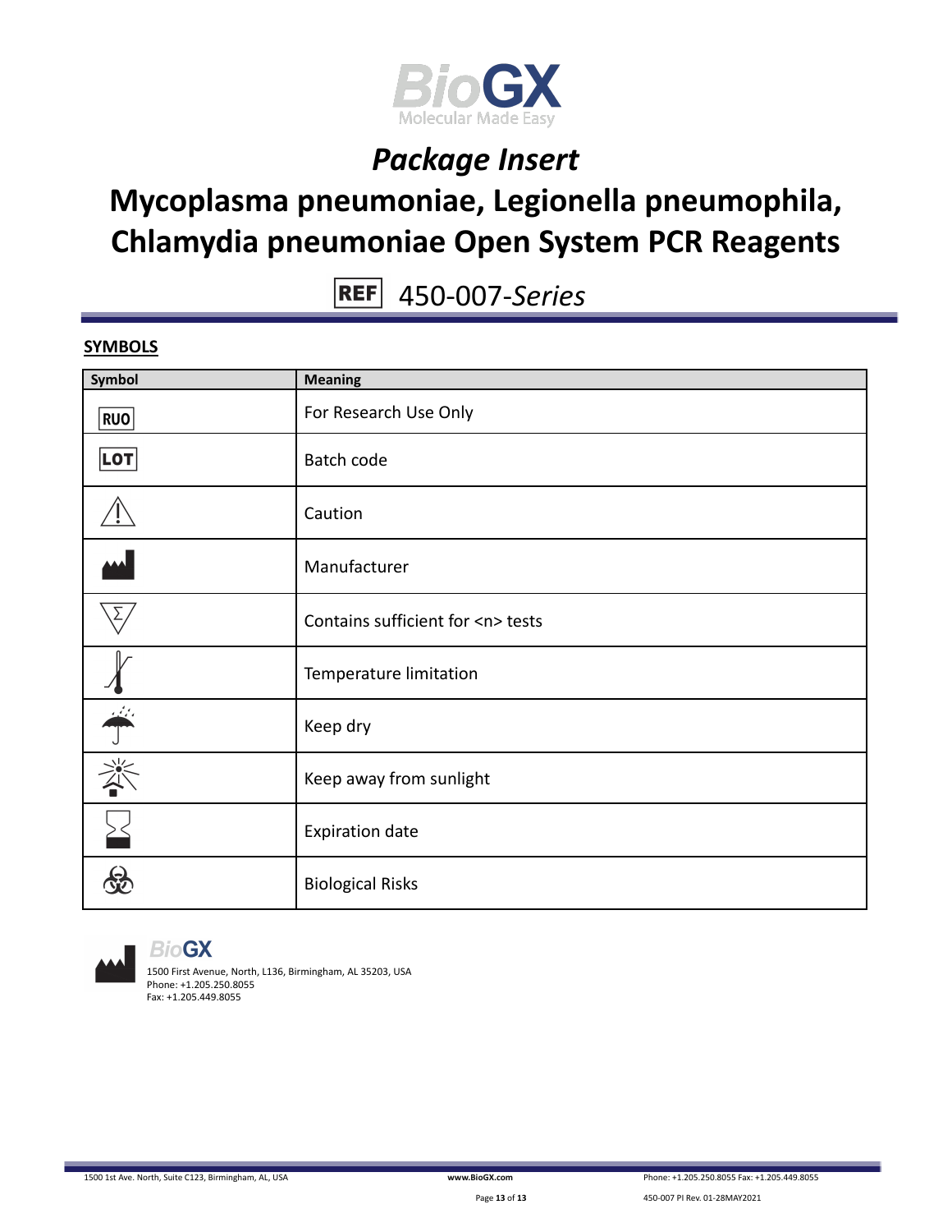# Package Insert

# Mycoplasma pneumoniae, Legionella pneumophila, Chlamydia pneumoniae Open System PCR Reagents

REF 450-007-*Series*

## SYMBOLS

| Symbol | Meaning |
| --- | --- |
| RUO | For Research Use Only |
| LOT | Batch code |
| | Caution |
| | Manufacturer |
| Σ | Contains sufficient for <n> tests |
| | Temperature limitation |
| | Keep dry |
| | Keep away from sunlight |
| | Expiration date |
| | Biological Risks |

BioGX
1500 First Avenue, North, L136, Birmingham, AL 35203, USA
Phone: +1.205.250.8055
Fax: +1.205.449.8055